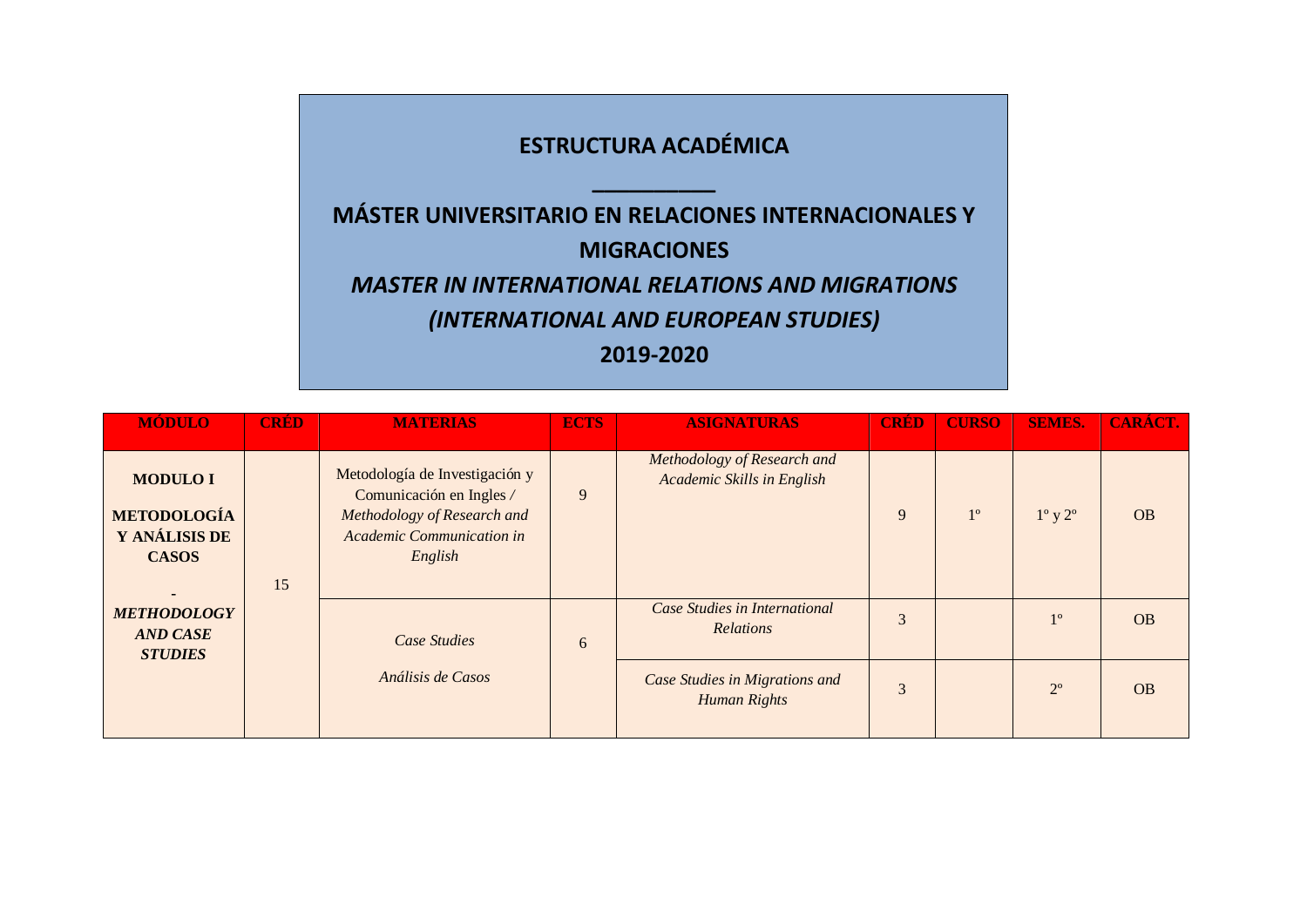# ESTRUCTURA ACADÉMICA

## MÁSTER UNIVERSITARIO EN RELACIONES INTERNACIONALES Y MIGRACIONES

## *MASTER IN INTERNATIONAL RELATIONS AND MIGRATIONS (INTERNATIONAL AND EUROPEAN STUDIES)*

## 2019-2020

| MÓDULO | CRÉD | MATERIAS | ECTS | ASIGNATURAS | CRÉD | CURSO | SEMES. | CARÁCT. |
|---|---|---|---|---|---|---|---|---|
| **MODULO I METODOLOGÍA Y ANÁLISIS DE CASOS - *METHODOLOGY AND CASE STUDIES*** | 15 | Metodología de Investigación y Comunicación en Ingles / *Methodology of Research and Academic Communication in English* | 9 | *Methodology of Research and Academic Skills in English* | 9 | 1º | 1º y 2º | OB |
| | | *Case Studies* *Análisis de Casos* | 6 | *Case Studies in International Relations* | 3 | | 1º | OB |
| | | | | *Case Studies in Migrations and Human Rights* | 3 | | 2º | OB |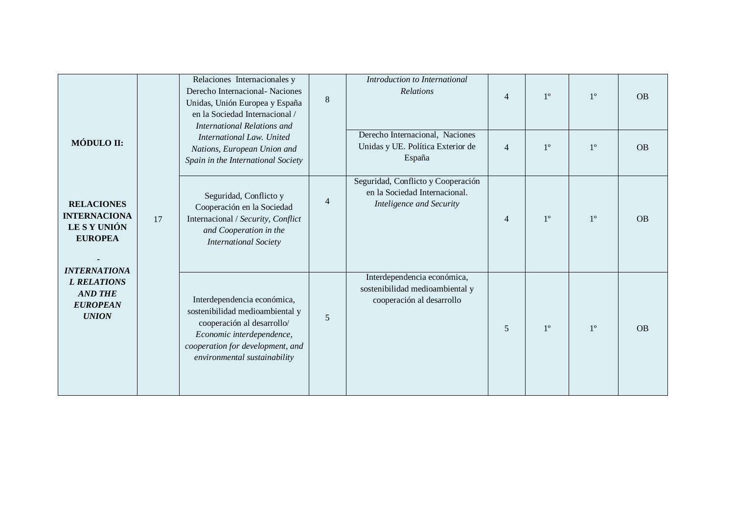| | | | | | | | | |
|---|---|---|---|---|---|---|---|---|
| **MÓDULO II: RELACIONES INTERNACIONALE S Y UNIÓN EUROPEA - *INTERNATIONAL RELATIONS AND THE EUROPEAN UNION*** | 17 | Relaciones Internacionales y Derecho Internacional- Naciones Unidas, Unión Europea y España en la Sociedad Internacional / *International Relations and International Law. United Nations, European Union and Spain in the International Society* | 8 | *Introduction to International Relations* | 4 | 1º | 1º | OB |
| | | | | Derecho Internacional, Naciones Unidas y UE. Política Exterior de España | 4 | 1º | 1º | OB |
| | | Seguridad, Conflicto y Cooperación en la Sociedad Internacional / *Security, Conflict and Cooperation in the International Society* | 4 | Seguridad, Conflicto y Cooperación en la Sociedad Internacional. *Inteligence and Security* | 4 | 1º | 1º | OB |
| | | Interdependencia económica, sostenibilidad medioambiental y cooperación al desarrollo/ *Economic interdependence, cooperation for development, and environmental sustainability* | 5 | Interdependencia económica, sostenibilidad medioambiental y cooperación al desarrollo | 5 | 1º | 1º | OB |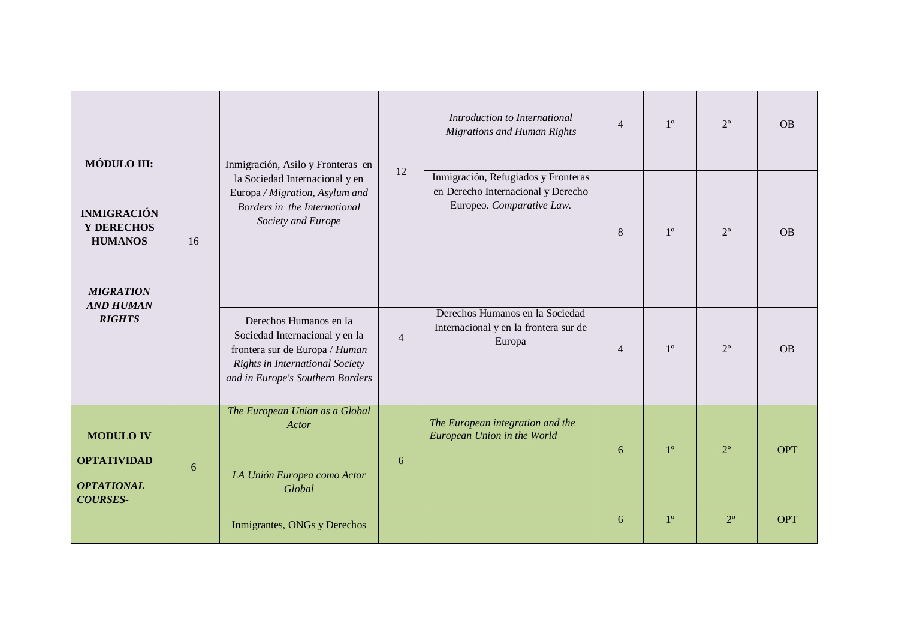| | | | | | | | | |
|---|---|---|---|---|---|---|---|---|
| **MÓDULO III:** **INMIGRACIÓN Y DERECHOS HUMANOS** ***MIGRATION AND HUMAN RIGHTS*** | 16 | Inmigración, Asilo y Fronteras en la Sociedad Internacional y en Europa / *Migration, Asylum and Borders in the International Society and Europe* | 12 | *Introduction to International Migrations and Human Rights* | 4 | 1º | 2º | OB |
| | | | | Inmigración, Refugiados y Fronteras en Derecho Internacional y Derecho Europeo. *Comparative Law.* | 8 | 1º | 2º | OB |
| | | Derechos Humanos en la Sociedad Internacional y en la frontera sur de Europa / *Human Rights in International Society and in Europe's Southern Borders* | 4 | Derechos Humanos en la Sociedad Internacional y en la frontera sur de Europa | 4 | 1º | 2º | OB |
| **MODULO IV** **OPTATIVIDAD** ***OPTATIONAL COURSES-*** | 6 | *The European Union as a Global Actor* *LA Unión Europea como Actor Global* | 6 | *The European integration and the European Union in the World* | 6 | 1º | 2º | OPT |
| | | Inmigrantes, ONGs y Derechos | | | 6 | 1º | 2º | OPT |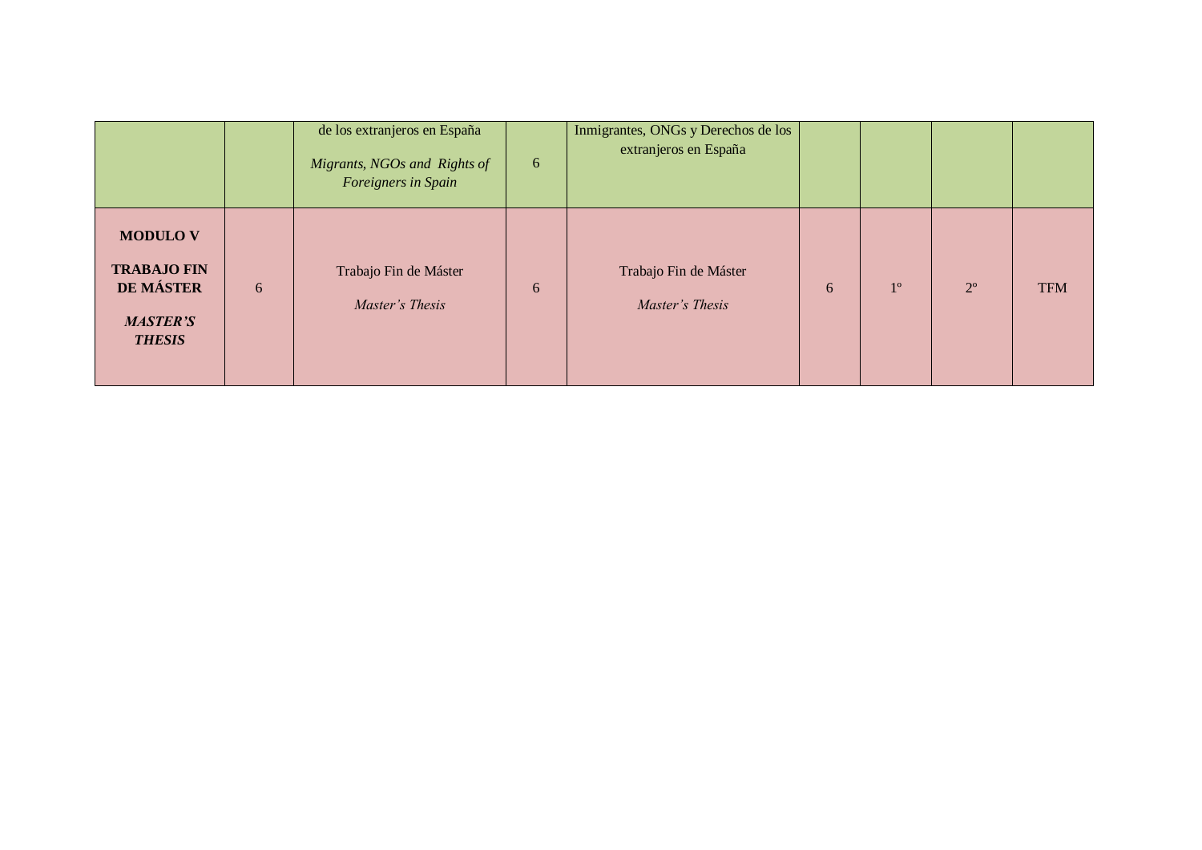| | | | | | | | | |
|---|---|---|---|---|---|---|---|---|
| | | de los extranjeros en España<br><br>*Migrants, NGOs and Rights of Foreigners in Spain* | 6 | Inmigrantes, ONGs y Derechos de los extranjeros en España | | | | |
| **MODULO V**<br><br>**TRABAJO FIN DE MÁSTER**<br><br>***MASTER'S THESIS*** | 6 | Trabajo Fin de Máster<br><br>*Master's Thesis* | 6 | Trabajo Fin de Máster<br><br>*Master's Thesis* | 6 | 1º | 2º | TFM |